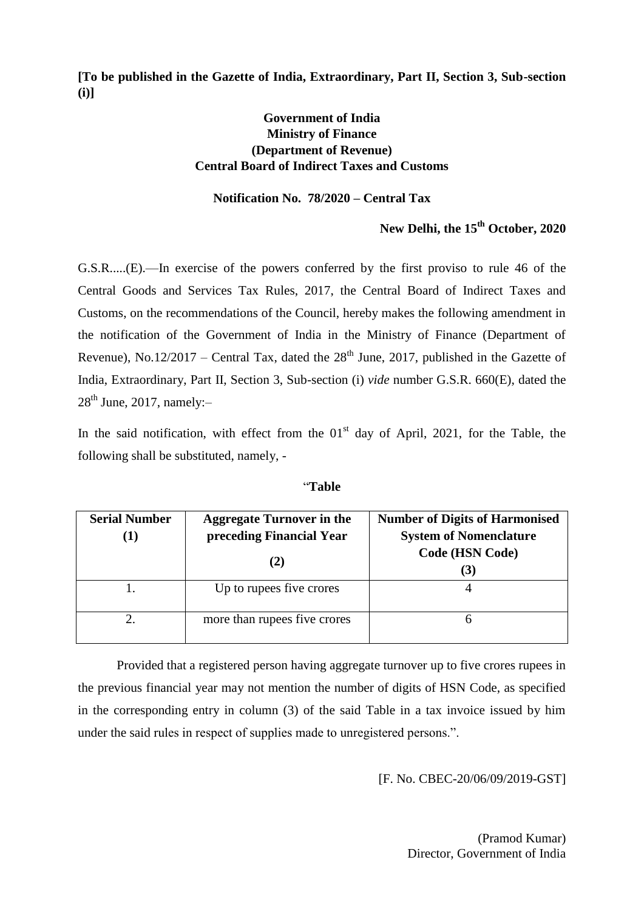**[To be published in the Gazette of India, Extraordinary, Part II, Section 3, Sub-section (i)]**

**Government of India**
**Ministry of Finance**
**(Department of Revenue)**
**Central Board of Indirect Taxes and Customs**

**Notification No. 78/2020 – Central Tax**

**New Delhi, the 15th October, 2020**

G.S.R.....(E).—In exercise of the powers conferred by the first proviso to rule 46 of the Central Goods and Services Tax Rules, 2017, the Central Board of Indirect Taxes and Customs, on the recommendations of the Council, hereby makes the following amendment in the notification of the Government of India in the Ministry of Finance (Department of Revenue), No.12/2017 – Central Tax, dated the 28th June, 2017, published in the Gazette of India, Extraordinary, Part II, Section 3, Sub-section (i) *vide* number G.S.R. 660(E), dated the 28th June, 2017, namely:–

In the said notification, with effect from the 01st day of April, 2021, for the Table, the following shall be substituted, namely, -

"**Table**

| **Serial Number (1)** | **Aggregate Turnover in the preceding Financial Year (2)** | **Number of Digits of Harmonised System of Nomenclature Code (HSN Code) (3)** |
|---|---|---|
| 1. | Up to rupees five crores | 4 |
| 2. | more than rupees five crores | 6 |

Provided that a registered person having aggregate turnover up to five crores rupees in the previous financial year may not mention the number of digits of HSN Code, as specified in the corresponding entry in column (3) of the said Table in a tax invoice issued by him under the said rules in respect of supplies made to unregistered persons.".

[F. No. CBEC-20/06/09/2019-GST]

(Pramod Kumar)
Director, Government of India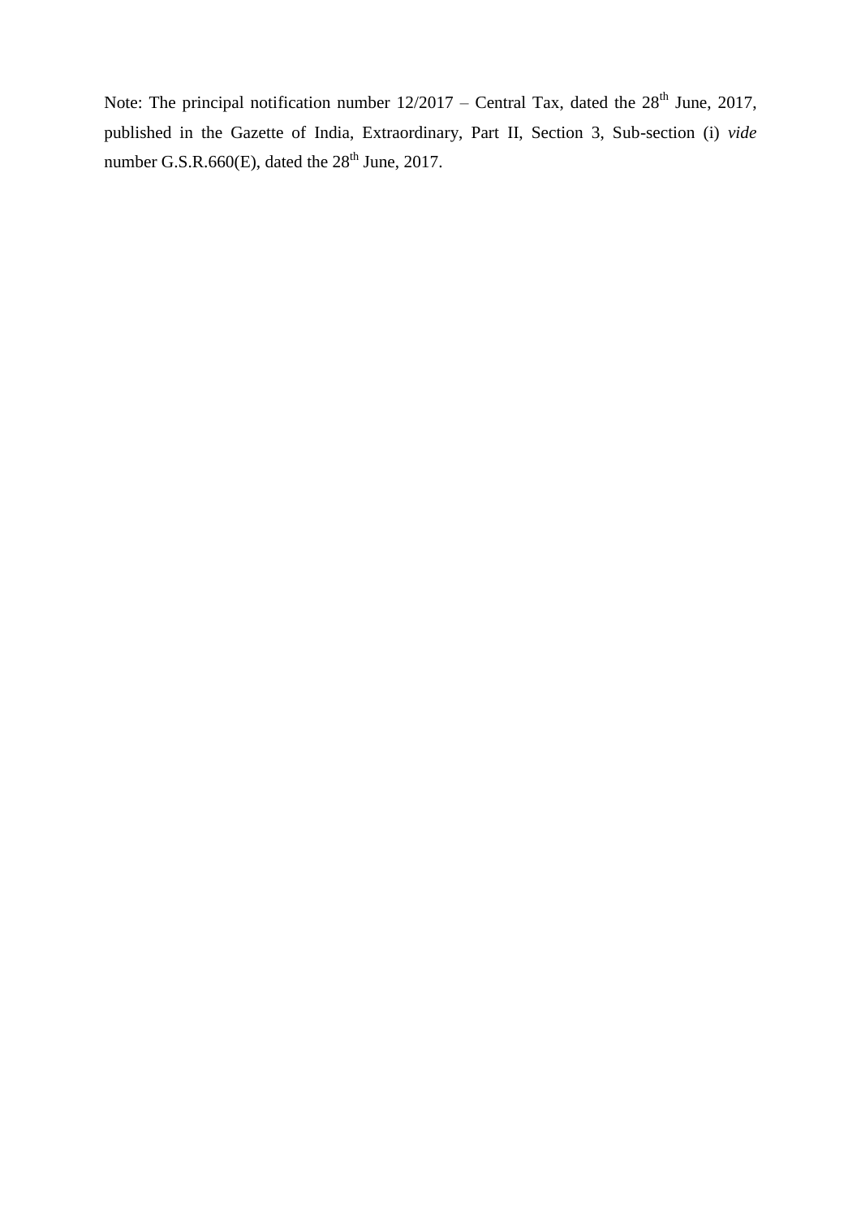Note: The principal notification number 12/2017 – Central Tax, dated the 28th June, 2017, published in the Gazette of India, Extraordinary, Part II, Section 3, Sub-section (i) *vide* number G.S.R.660(E), dated the 28th June, 2017.